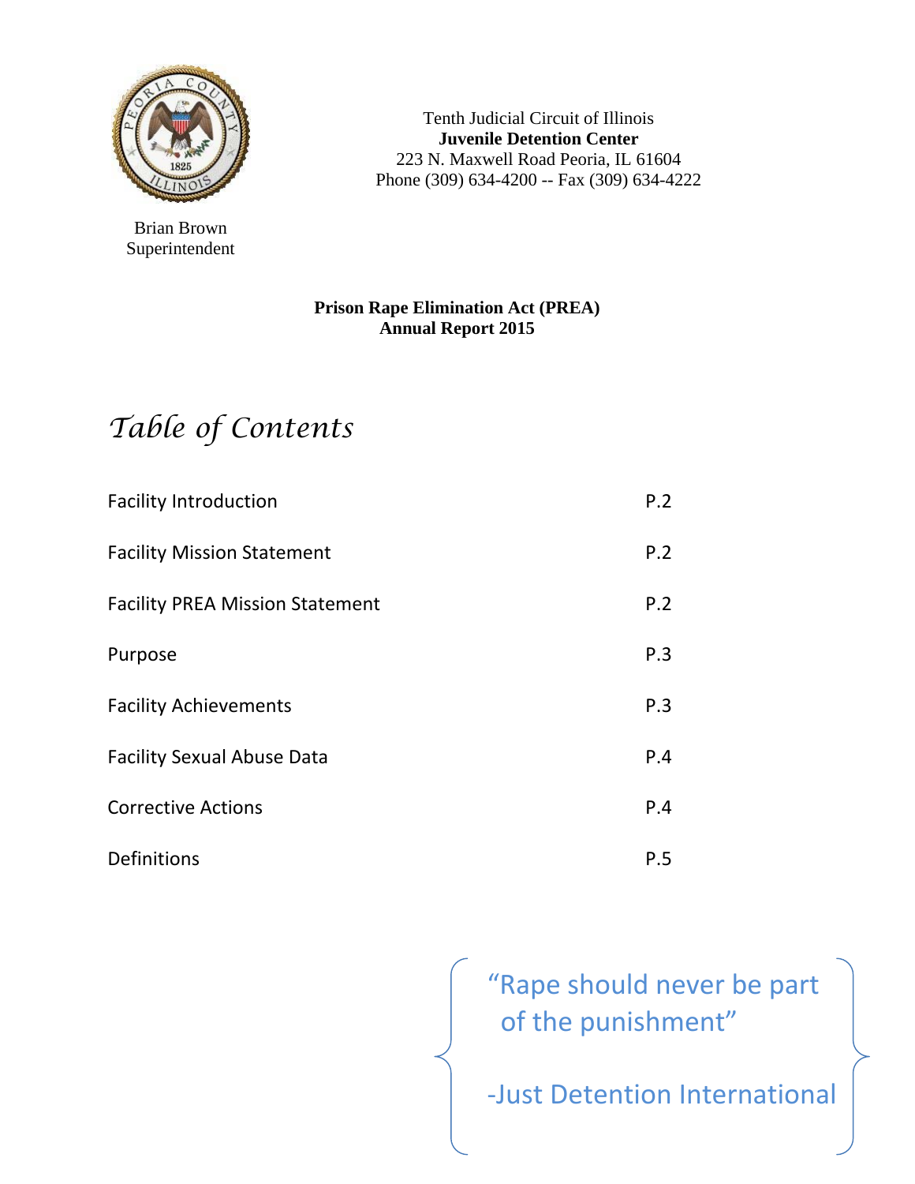Brian Brown
Superintendent

Tenth Judicial Circuit of Illinois
**Juvenile Detention Center**
223 N. Maxwell Road Peoria, IL 61604
Phone (309) 634-4200 -- Fax (309) 634-4222

**Prison Rape Elimination Act (PREA)**
**Annual Report 2015**

# *Table of Contents*

| | |
|---|---|
| Facility Introduction | P.2 |
| Facility Mission Statement | P.2 |
| Facility PREA Mission Statement | P.2 |
| Purpose | P.3 |
| Facility Achievements | P.3 |
| Facility Sexual Abuse Data | P.4 |
| Corrective Actions | P.4 |
| Definitions | P.5 |

"Rape should never be part of the punishment"

-Just Detention International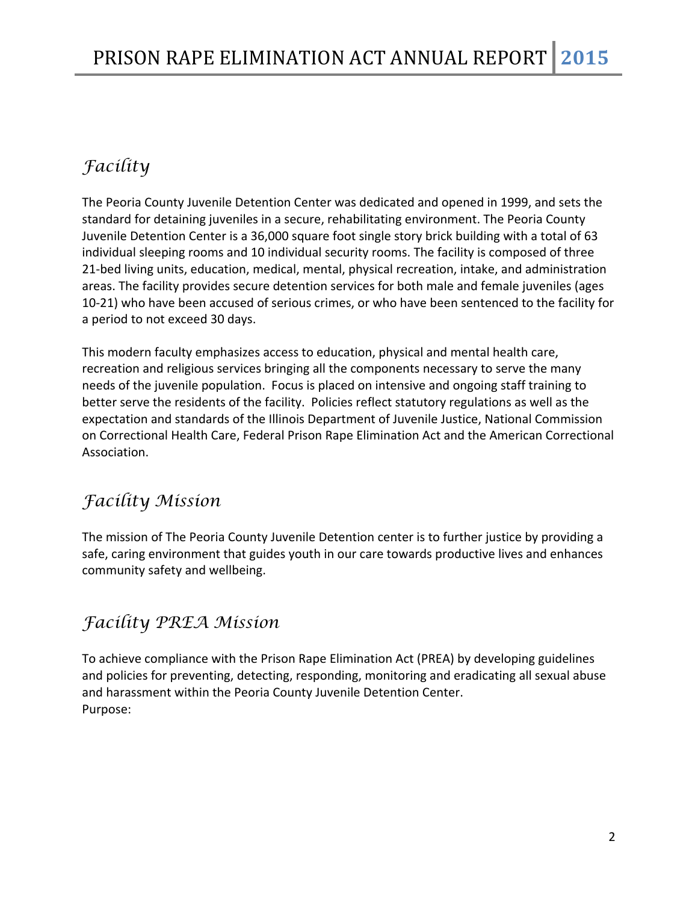## Facility

The Peoria County Juvenile Detention Center was dedicated and opened in 1999, and sets the standard for detaining juveniles in a secure, rehabilitating environment. The Peoria County Juvenile Detention Center is a 36,000 square foot single story brick building with a total of 63 individual sleeping rooms and 10 individual security rooms. The facility is composed of three 21-bed living units, education, medical, mental, physical recreation, intake, and administration areas. The facility provides secure detention services for both male and female juveniles (ages 10-21) who have been accused of serious crimes, or who have been sentenced to the facility for a period to not exceed 30 days.

This modern faculty emphasizes access to education, physical and mental health care, recreation and religious services bringing all the components necessary to serve the many needs of the juvenile population. Focus is placed on intensive and ongoing staff training to better serve the residents of the facility. Policies reflect statutory regulations as well as the expectation and standards of the Illinois Department of Juvenile Justice, National Commission on Correctional Health Care, Federal Prison Rape Elimination Act and the American Correctional Association.

## Facility Mission

The mission of The Peoria County Juvenile Detention center is to further justice by providing a safe, caring environment that guides youth in our care towards productive lives and enhances community safety and wellbeing.

## Facility PREA Mission

To achieve compliance with the Prison Rape Elimination Act (PREA) by developing guidelines and policies for preventing, detecting, responding, monitoring and eradicating all sexual abuse and harassment within the Peoria County Juvenile Detention Center.
Purpose: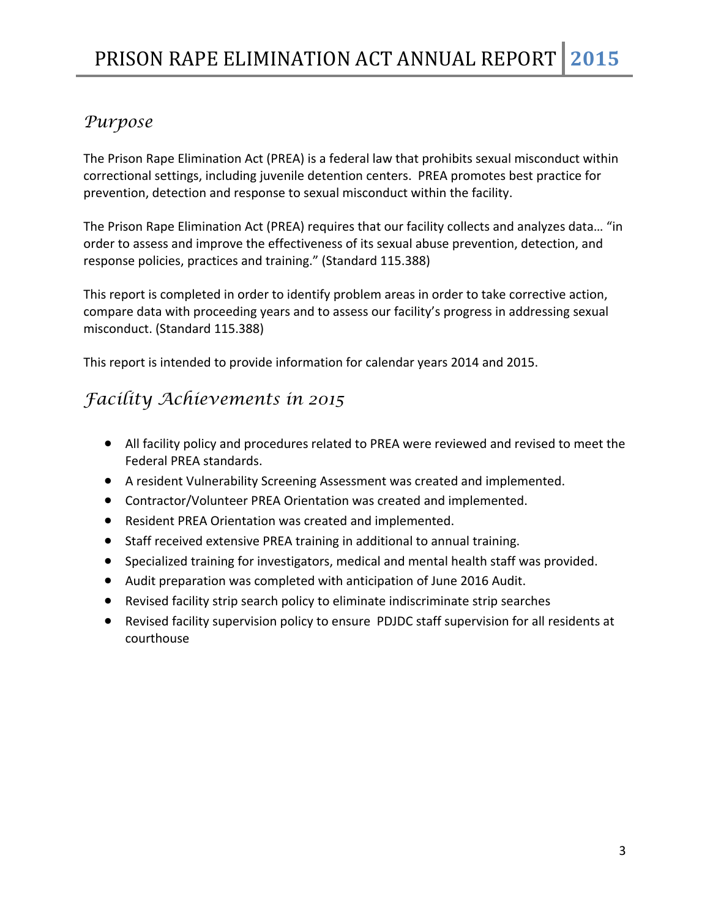## Purpose

The Prison Rape Elimination Act (PREA) is a federal law that prohibits sexual misconduct within correctional settings, including juvenile detention centers. PREA promotes best practice for prevention, detection and response to sexual misconduct within the facility.

The Prison Rape Elimination Act (PREA) requires that our facility collects and analyzes data… "in order to assess and improve the effectiveness of its sexual abuse prevention, detection, and response policies, practices and training." (Standard 115.388)

This report is completed in order to identify problem areas in order to take corrective action, compare data with proceeding years and to assess our facility's progress in addressing sexual misconduct. (Standard 115.388)

This report is intended to provide information for calendar years 2014 and 2015.

## Facility Achievements in 2015

- All facility policy and procedures related to PREA were reviewed and revised to meet the Federal PREA standards.
- A resident Vulnerability Screening Assessment was created and implemented.
- Contractor/Volunteer PREA Orientation was created and implemented.
- Resident PREA Orientation was created and implemented.
- Staff received extensive PREA training in additional to annual training.
- Specialized training for investigators, medical and mental health staff was provided.
- Audit preparation was completed with anticipation of June 2016 Audit.
- Revised facility strip search policy to eliminate indiscriminate strip searches
- Revised facility supervision policy to ensure PDJDC staff supervision for all residents at courthouse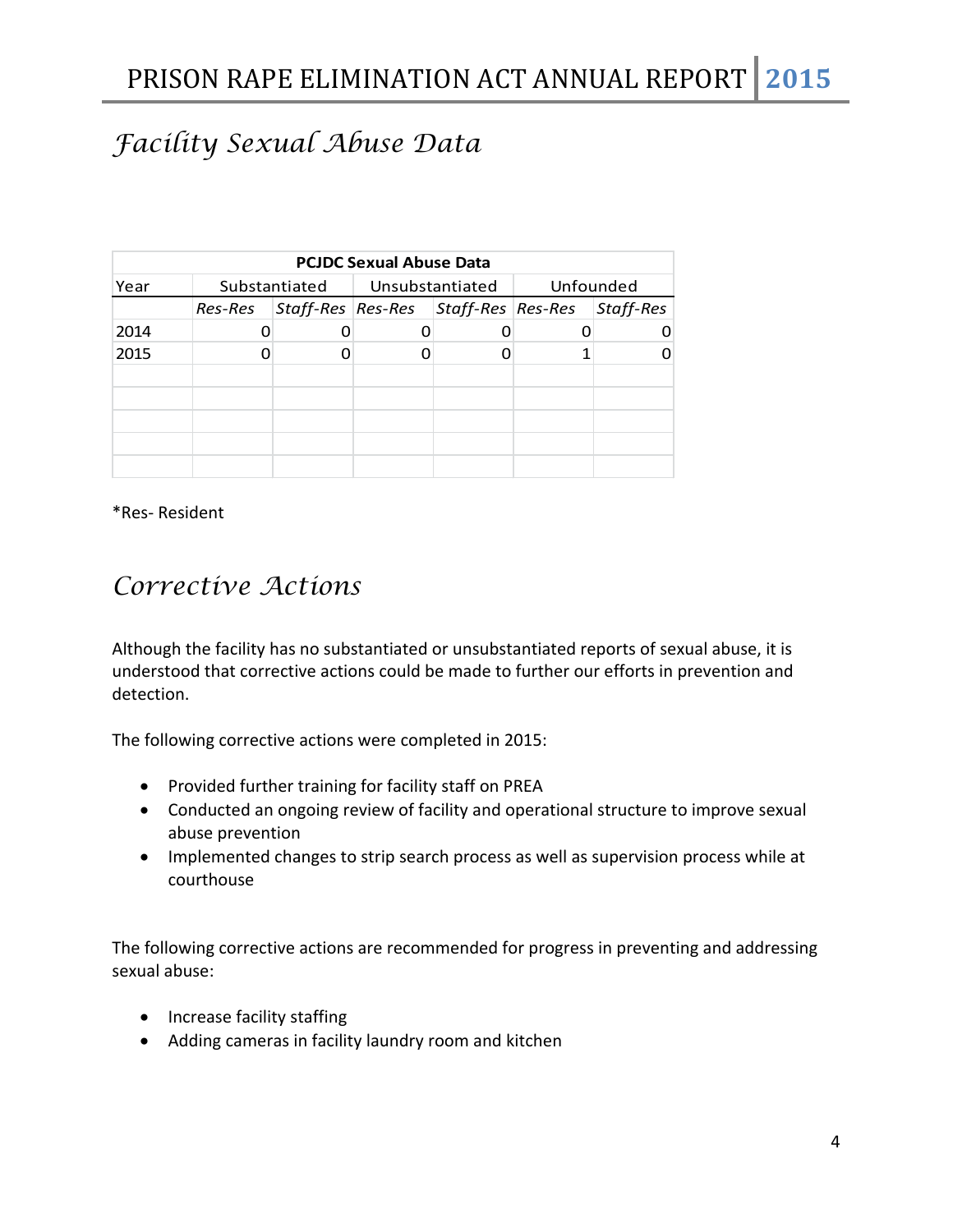## Facility Sexual Abuse Data

**PCJDC Sexual Abuse Data**

| Year | Substantiated | | Unsubstantiated | | Unfounded | |
|---|---|---|---|---|---|---|
| | *Res-Res* | *Staff-Res* | *Res-Res* | *Staff-Res* | *Res-Res* | *Staff-Res* |
| 2014 | 0 | 0 | 0 | 0 | 0 | 0 |
| 2015 | 0 | 0 | 0 | 0 | 1 | 0 |
| | | | | | | |
| | | | | | | |
| | | | | | | |
| | | | | | | |
| | | | | | | |

*Res- Resident

## Corrective Actions

Although the facility has no substantiated or unsubstantiated reports of sexual abuse, it is understood that corrective actions could be made to further our efforts in prevention and detection.

The following corrective actions were completed in 2015:

- Provided further training for facility staff on PREA
- Conducted an ongoing review of facility and operational structure to improve sexual abuse prevention
- Implemented changes to strip search process as well as supervision process while at courthouse

The following corrective actions are recommended for progress in preventing and addressing sexual abuse:

- Increase facility staffing
- Adding cameras in facility laundry room and kitchen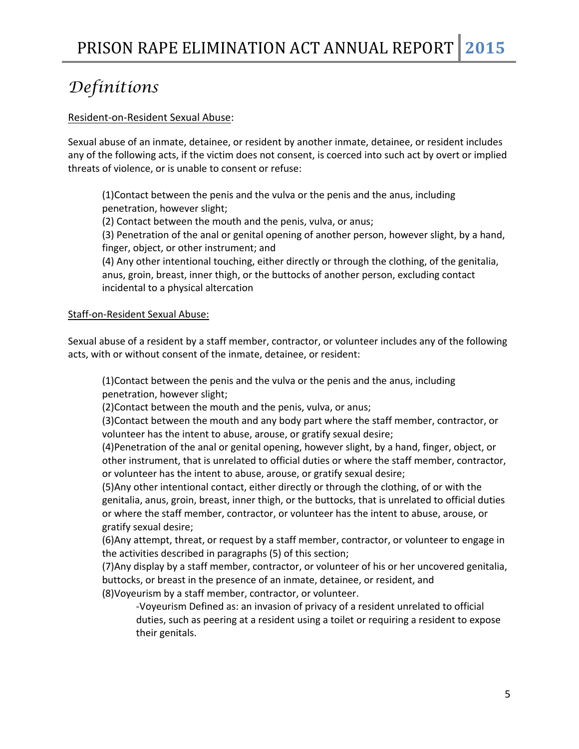# Definitions

Resident-on-Resident Sexual Abuse:

Sexual abuse of an inmate, detainee, or resident by another inmate, detainee, or resident includes any of the following acts, if the victim does not consent, is coerced into such act by overt or implied threats of violence, or is unable to consent or refuse:

> (1)Contact between the penis and the vulva or the penis and the anus, including penetration, however slight;
> (2) Contact between the mouth and the penis, vulva, or anus;
> (3) Penetration of the anal or genital opening of another person, however slight, by a hand, finger, object, or other instrument; and
> (4) Any other intentional touching, either directly or through the clothing, of the genitalia, anus, groin, breast, inner thigh, or the buttocks of another person, excluding contact incidental to a physical altercation

Staff-on-Resident Sexual Abuse:

Sexual abuse of a resident by a staff member, contractor, or volunteer includes any of the following acts, with or without consent of the inmate, detainee, or resident:

> (1)Contact between the penis and the vulva or the penis and the anus, including penetration, however slight;
> (2)Contact between the mouth and the penis, vulva, or anus;
> (3)Contact between the mouth and any body part where the staff member, contractor, or volunteer has the intent to abuse, arouse, or gratify sexual desire;
> (4)Penetration of the anal or genital opening, however slight, by a hand, finger, object, or other instrument, that is unrelated to official duties or where the staff member, contractor, or volunteer has the intent to abuse, arouse, or gratify sexual desire;
> (5)Any other intentional contact, either directly or through the clothing, of or with the genitalia, anus, groin, breast, inner thigh, or the buttocks, that is unrelated to official duties or where the staff member, contractor, or volunteer has the intent to abuse, arouse, or gratify sexual desire;
> (6)Any attempt, threat, or request by a staff member, contractor, or volunteer to engage in the activities described in paragraphs (5) of this section;
> (7)Any display by a staff member, contractor, or volunteer of his or her uncovered genitalia, buttocks, or breast in the presence of an inmate, detainee, or resident, and
> (8)Voyeurism by a staff member, contractor, or volunteer.
>
> > -Voyeurism Defined as: an invasion of privacy of a resident unrelated to official duties, such as peering at a resident using a toilet or requiring a resident to expose their genitals.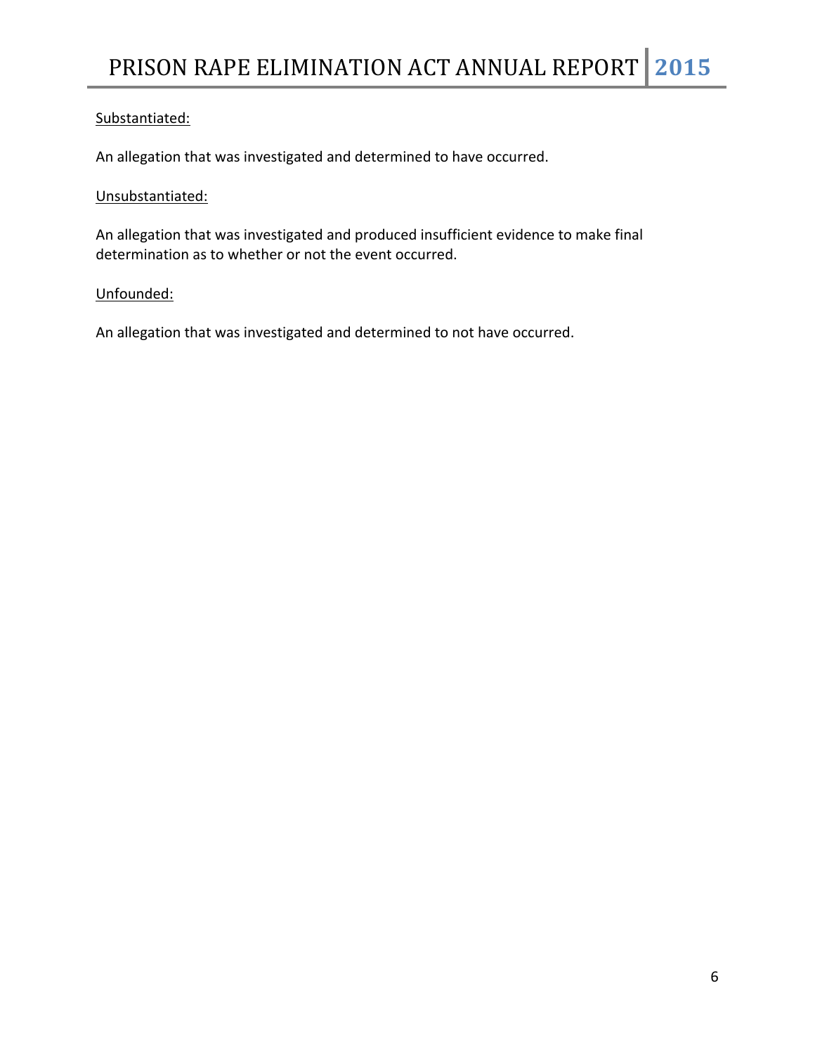<u>Substantiated:</u>

An allegation that was investigated and determined to have occurred.

<u>Unsubstantiated:</u>

An allegation that was investigated and produced insufficient evidence to make final determination as to whether or not the event occurred.

<u>Unfounded:</u>

An allegation that was investigated and determined to not have occurred.